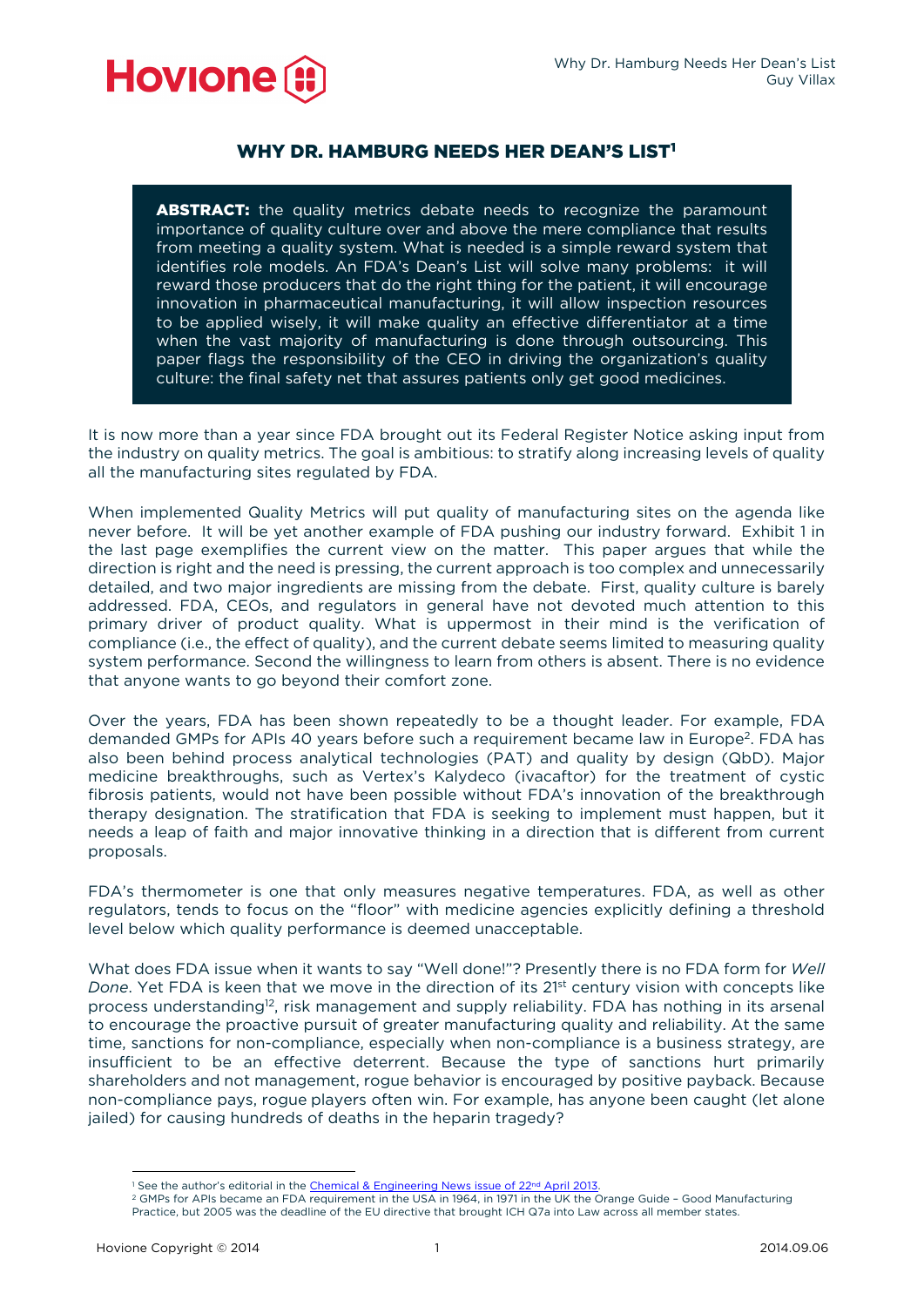# WHY DR. HAMBURG NEEDS HER DEAN'S LIST[1]

**ABSTRACT:** the quality metrics debate needs to recognize the paramount importance of quality culture over and above the mere compliance that results from meeting a quality system. What is needed is a simple reward system that identifies role models. An FDA's Dean's List will solve many problems: it will reward those producers that do the right thing for the patient, it will encourage innovation in pharmaceutical manufacturing, it will allow inspection resources to be applied wisely, it will make quality an effective differentiator at a time when the vast majority of manufacturing is done through outsourcing. This paper flags the responsibility of the CEO in driving the organization's quality culture: the final safety net that assures patients only get good medicines.

It is now more than a year since FDA brought out its Federal Register Notice asking input from the industry on quality metrics. The goal is ambitious: to stratify along increasing levels of quality all the manufacturing sites regulated by FDA.

When implemented Quality Metrics will put quality of manufacturing sites on the agenda like never before. It will be yet another example of FDA pushing our industry forward. Exhibit 1 in the last page exemplifies the current view on the matter. This paper argues that while the direction is right and the need is pressing, the current approach is too complex and unnecessarily detailed, and two major ingredients are missing from the debate. First, quality culture is barely addressed. FDA, CEOs, and regulators in general have not devoted much attention to this primary driver of product quality. What is uppermost in their mind is the verification of compliance (i.e., the effect of quality), and the current debate seems limited to measuring quality system performance. Second the willingness to learn from others is absent. There is no evidence that anyone wants to go beyond their comfort zone.

Over the years, FDA has been shown repeatedly to be a thought leader. For example, FDA demanded GMPs for APIs 40 years before such a requirement became law in Europe[2]. FDA has also been behind process analytical technologies (PAT) and quality by design (QbD). Major medicine breakthroughs, such as Vertex's Kalydeco (ivacaftor) for the treatment of cystic fibrosis patients, would not have been possible without FDA's innovation of the breakthrough therapy designation. The stratification that FDA is seeking to implement must happen, but it needs a leap of faith and major innovative thinking in a direction that is different from current proposals.

FDA's thermometer is one that only measures negative temperatures. FDA, as well as other regulators, tends to focus on the "floor" with medicine agencies explicitly defining a threshold level below which quality performance is deemed unacceptable.

What does FDA issue when it wants to say "Well done!"? Presently there is no FDA form for *Well Done*. Yet FDA is keen that we move in the direction of its 21st century vision with concepts like process understanding[12], risk management and supply reliability. FDA has nothing in its arsenal to encourage the proactive pursuit of greater manufacturing quality and reliability. At the same time, sanctions for non-compliance, especially when non-compliance is a business strategy, are insufficient to be an effective deterrent. Because the type of sanctions hurt primarily shareholders and not management, rogue behavior is encouraged by positive payback. Because non-compliance pays, rogue players often win. For example, has anyone been caught (let alone jailed) for causing hundreds of deaths in the heparin tragedy?

---

[1] See the author's editorial in the Chemical & Engineering News issue of 22nd April 2013.

[2] GMPs for APIs became an FDA requirement in the USA in 1964, in 1971 in the UK the Orange Guide – Good Manufacturing Practice, but 2005 was the deadline of the EU directive that brought ICH Q7a into Law across all member states.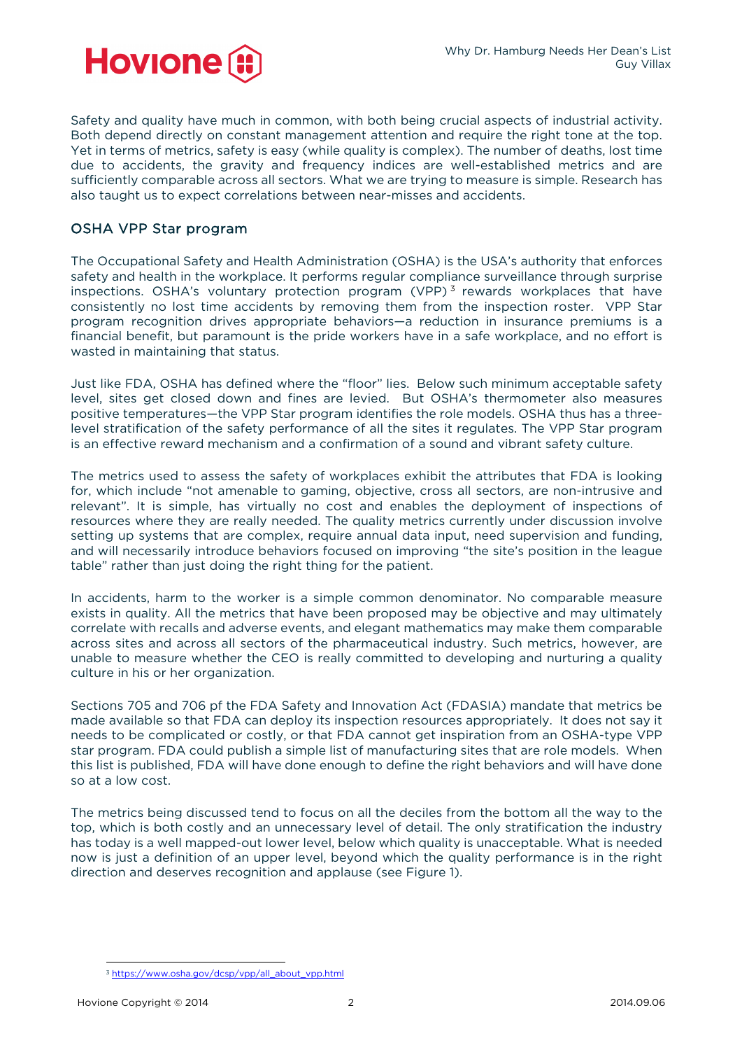Safety and quality have much in common, with both being crucial aspects of industrial activity. Both depend directly on constant management attention and require the right tone at the top. Yet in terms of metrics, safety is easy (while quality is complex). The number of deaths, lost time due to accidents, the gravity and frequency indices are well-established metrics and are sufficiently comparable across all sectors. What we are trying to measure is simple. Research has also taught us to expect correlations between near-misses and accidents.

## OSHA VPP Star program

The Occupational Safety and Health Administration (OSHA) is the USA's authority that enforces safety and health in the workplace. It performs regular compliance surveillance through surprise inspections. OSHA's voluntary protection program (VPP)[3] rewards workplaces that have consistently no lost time accidents by removing them from the inspection roster. VPP Star program recognition drives appropriate behaviors—a reduction in insurance premiums is a financial benefit, but paramount is the pride workers have in a safe workplace, and no effort is wasted in maintaining that status.

Just like FDA, OSHA has defined where the "floor" lies. Below such minimum acceptable safety level, sites get closed down and fines are levied. But OSHA's thermometer also measures positive temperatures—the VPP Star program identifies the role models. OSHA thus has a three-level stratification of the safety performance of all the sites it regulates. The VPP Star program is an effective reward mechanism and a confirmation of a sound and vibrant safety culture.

The metrics used to assess the safety of workplaces exhibit the attributes that FDA is looking for, which include "not amenable to gaming, objective, cross all sectors, are non-intrusive and relevant". It is simple, has virtually no cost and enables the deployment of inspections of resources where they are really needed. The quality metrics currently under discussion involve setting up systems that are complex, require annual data input, need supervision and funding, and will necessarily introduce behaviors focused on improving "the site's position in the league table" rather than just doing the right thing for the patient.

In accidents, harm to the worker is a simple common denominator. No comparable measure exists in quality. All the metrics that have been proposed may be objective and may ultimately correlate with recalls and adverse events, and elegant mathematics may make them comparable across sites and across all sectors of the pharmaceutical industry. Such metrics, however, are unable to measure whether the CEO is really committed to developing and nurturing a quality culture in his or her organization.

Sections 705 and 706 pf the FDA Safety and Innovation Act (FDASIA) mandate that metrics be made available so that FDA can deploy its inspection resources appropriately. It does not say it needs to be complicated or costly, or that FDA cannot get inspiration from an OSHA-type VPP star program. FDA could publish a simple list of manufacturing sites that are role models. When this list is published, FDA will have done enough to define the right behaviors and will have done so at a low cost.

The metrics being discussed tend to focus on all the deciles from the bottom all the way to the top, which is both costly and an unnecessary level of detail. The only stratification the industry has today is a well mapped-out lower level, below which quality is unacceptable. What is needed now is just a definition of an upper level, beyond which the quality performance is in the right direction and deserves recognition and applause (see Figure 1).

---

[3] https://www.osha.gov/dcsp/vpp/all_about_vpp.html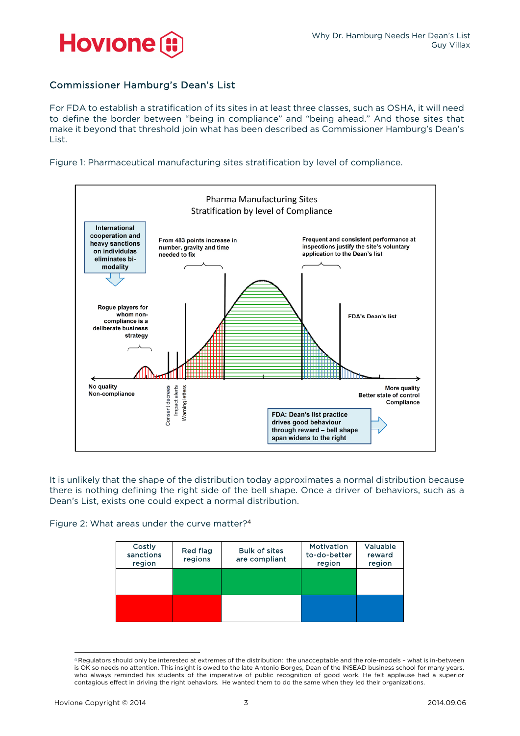## Commissioner Hamburg's Dean's List

For FDA to establish a stratification of its sites in at least three classes, such as OSHA, it will need to define the border between "being in compliance" and "being ahead." And those sites that make it beyond that threshold join what has been described as Commissioner Hamburg's Dean's List.

Figure 1: Pharmaceutical manufacturing sites stratification by level of compliance.

Pharma Manufacturing Sites
Stratification by level of Compliance

International cooperation and heavy sanctions on individulas eliminates bi-modality

From 483 points increase in number, gravity and time needed to fix

Frequent and consistent performance at inspections justify the site's voluntary application to the Dean's list

Rogue players for whom non-compliance is a deliberate business strategy

FDA's Dean's list

No quality
Non-compliance

Consent decrees
Impact alerts
Warning letters

More quality
Better state of control
Compliance

FDA: Dean's list practice drives good behaviour through reward – bell shape span widens to the right

It is unlikely that the shape of the distribution today approximates a normal distribution because there is nothing defining the right side of the bell shape. Once a driver of behaviors, such as a Dean's List, exists one could expect a normal distribution.

Figure 2: What areas under the curve matter?[4]

| Costly sanctions region | Red flag regions | Bulk of sites are compliant | Motivation to-do-better region | Valuable reward region |
|---|---|---|---|---|
| | Green | Green | Green | |
| Red | Red | | Blue | Blue |

[4] Regulators should only be interested at extremes of the distribution: the unacceptable and the role-models – what is in-between is OK so needs no attention. This insight is owed to the late Antonio Borges, Dean of the INSEAD business school for many years, who always reminded his students of the imperative of public recognition of good work. He felt applause had a superior contagious effect in driving the right behaviors. He wanted them to do the same when they led their organizations.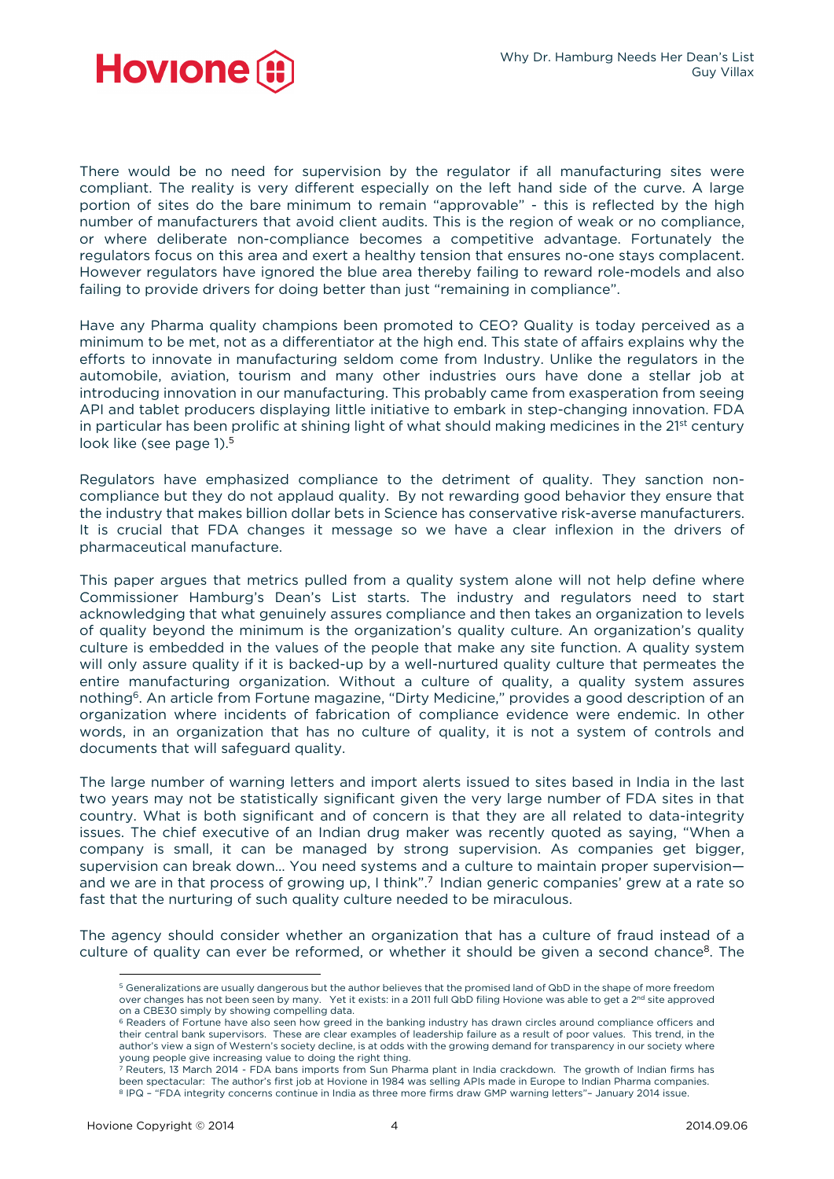There would be no need for supervision by the regulator if all manufacturing sites were compliant. The reality is very different especially on the left hand side of the curve. A large portion of sites do the bare minimum to remain "approvable" - this is reflected by the high number of manufacturers that avoid client audits. This is the region of weak or no compliance, or where deliberate non-compliance becomes a competitive advantage. Fortunately the regulators focus on this area and exert a healthy tension that ensures no-one stays complacent. However regulators have ignored the blue area thereby failing to reward role-models and also failing to provide drivers for doing better than just "remaining in compliance".

Have any Pharma quality champions been promoted to CEO? Quality is today perceived as a minimum to be met, not as a differentiator at the high end. This state of affairs explains why the efforts to innovate in manufacturing seldom come from Industry. Unlike the regulators in the automobile, aviation, tourism and many other industries ours have done a stellar job at introducing innovation in our manufacturing. This probably came from exasperation from seeing API and tablet producers displaying little initiative to embark in step-changing innovation. FDA in particular has been prolific at shining light of what should making medicines in the 21st century look like (see page 1).[5]

Regulators have emphasized compliance to the detriment of quality. They sanction non-compliance but they do not applaud quality. By not rewarding good behavior they ensure that the industry that makes billion dollar bets in Science has conservative risk-averse manufacturers. It is crucial that FDA changes it message so we have a clear inflexion in the drivers of pharmaceutical manufacture.

This paper argues that metrics pulled from a quality system alone will not help define where Commissioner Hamburg's Dean's List starts. The industry and regulators need to start acknowledging that what genuinely assures compliance and then takes an organization to levels of quality beyond the minimum is the organization's quality culture. An organization's quality culture is embedded in the values of the people that make any site function. A quality system will only assure quality if it is backed-up by a well-nurtured quality culture that permeates the entire manufacturing organization. Without a culture of quality, a quality system assures nothing[6]. An article from Fortune magazine, "Dirty Medicine," provides a good description of an organization where incidents of fabrication of compliance evidence were endemic. In other words, in an organization that has no culture of quality, it is not a system of controls and documents that will safeguard quality.

The large number of warning letters and import alerts issued to sites based in India in the last two years may not be statistically significant given the very large number of FDA sites in that country. What is both significant and of concern is that they are all related to data-integrity issues. The chief executive of an Indian drug maker was recently quoted as saying, "When a company is small, it can be managed by strong supervision. As companies get bigger, supervision can break down… You need systems and a culture to maintain proper supervision—and we are in that process of growing up, I think".[7] Indian generic companies' grew at a rate so fast that the nurturing of such quality culture needed to be miraculous.

The agency should consider whether an organization that has a culture of fraud instead of a culture of quality can ever be reformed, or whether it should be given a second chance[8]. The

---

[5] Generalizations are usually dangerous but the author believes that the promised land of QbD in the shape of more freedom over changes has not been seen by many. Yet it exists: in a 2011 full QbD filing Hovione was able to get a 2nd site approved on a CBE30 simply by showing compelling data.

[6] Readers of Fortune have also seen how greed in the banking industry has drawn circles around compliance officers and their central bank supervisors. These are clear examples of leadership failure as a result of poor values. This trend, in the author's view a sign of Western's society decline, is at odds with the growing demand for transparency in our society where young people give increasing value to doing the right thing.

[7] Reuters, 13 March 2014 - FDA bans imports from Sun Pharma plant in India crackdown. The growth of Indian firms has been spectacular: The author's first job at Hovione in 1984 was selling APIs made in Europe to Indian Pharma companies.

[8] IPQ – "FDA integrity concerns continue in India as three more firms draw GMP warning letters"– January 2014 issue.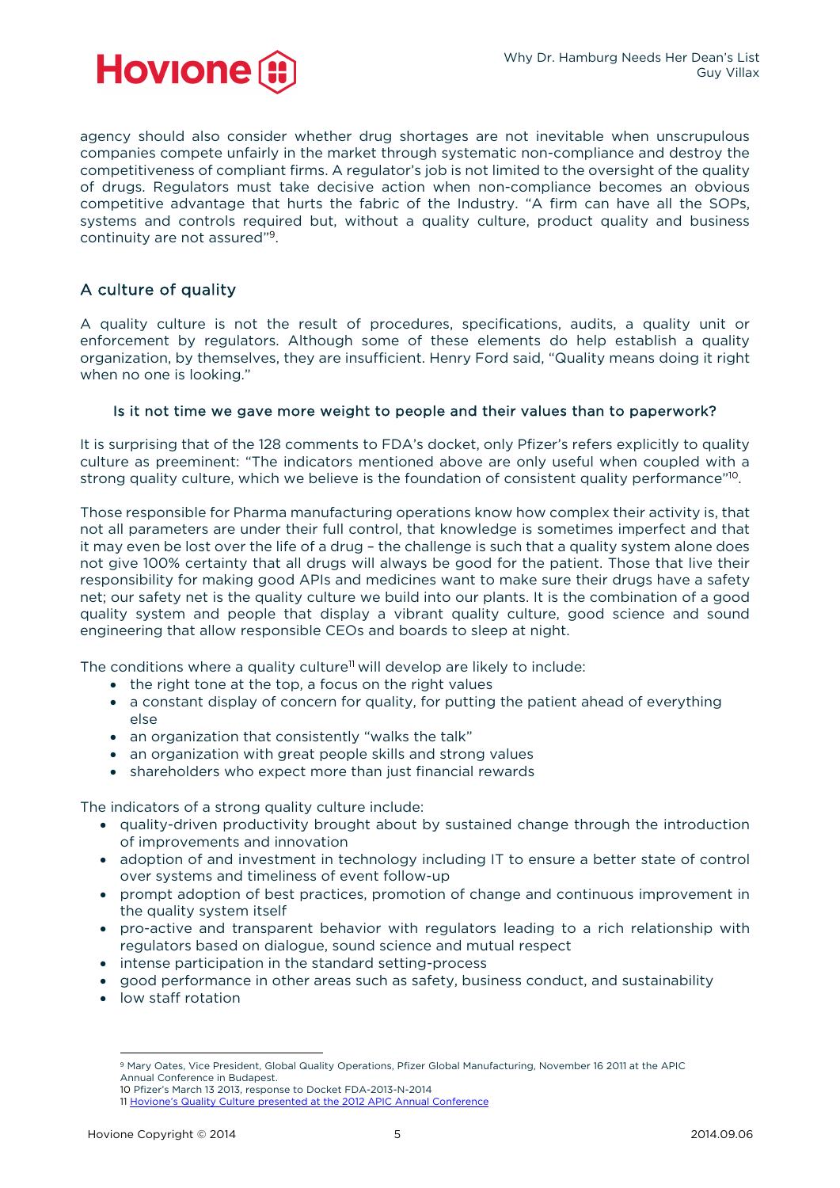agency should also consider whether drug shortages are not inevitable when unscrupulous companies compete unfairly in the market through systematic non-compliance and destroy the competitiveness of compliant firms. A regulator's job is not limited to the oversight of the quality of drugs. Regulators must take decisive action when non-compliance becomes an obvious competitive advantage that hurts the fabric of the Industry. "A firm can have all the SOPs, systems and controls required but, without a quality culture, product quality and business continuity are not assured"[9].

## A culture of quality

A quality culture is not the result of procedures, specifications, audits, a quality unit or enforcement by regulators. Although some of these elements do help establish a quality organization, by themselves, they are insufficient. Henry Ford said, "Quality means doing it right when no one is looking."

**Is it not time we gave more weight to people and their values than to paperwork?**

It is surprising that of the 128 comments to FDA's docket, only Pfizer's refers explicitly to quality culture as preeminent: "The indicators mentioned above are only useful when coupled with a strong quality culture, which we believe is the foundation of consistent quality performance"[10].

Those responsible for Pharma manufacturing operations know how complex their activity is, that not all parameters are under their full control, that knowledge is sometimes imperfect and that it may even be lost over the life of a drug – the challenge is such that a quality system alone does not give 100% certainty that all drugs will always be good for the patient. Those that live their responsibility for making good APIs and medicines want to make sure their drugs have a safety net; our safety net is the quality culture we build into our plants. It is the combination of a good quality system and people that display a vibrant quality culture, good science and sound engineering that allow responsible CEOs and boards to sleep at night.

The conditions where a quality culture[11] will develop are likely to include:

- the right tone at the top, a focus on the right values
- a constant display of concern for quality, for putting the patient ahead of everything else
- an organization that consistently "walks the talk"
- an organization with great people skills and strong values
- shareholders who expect more than just financial rewards

The indicators of a strong quality culture include:

- quality-driven productivity brought about by sustained change through the introduction of improvements and innovation
- adoption of and investment in technology including IT to ensure a better state of control over systems and timeliness of event follow-up
- prompt adoption of best practices, promotion of change and continuous improvement in the quality system itself
- pro-active and transparent behavior with regulators leading to a rich relationship with regulators based on dialogue, sound science and mutual respect
- intense participation in the standard setting-process
- good performance in other areas such as safety, business conduct, and sustainability
- low staff rotation

---

[9] Mary Oates, Vice President, Global Quality Operations, Pfizer Global Manufacturing, November 16 2011 at the APIC Annual Conference in Budapest.

[10] Pfizer's March 13 2013, response to Docket FDA-2013-N-2014

[11] Hovione's Quality Culture presented at the 2012 APIC Annual Conference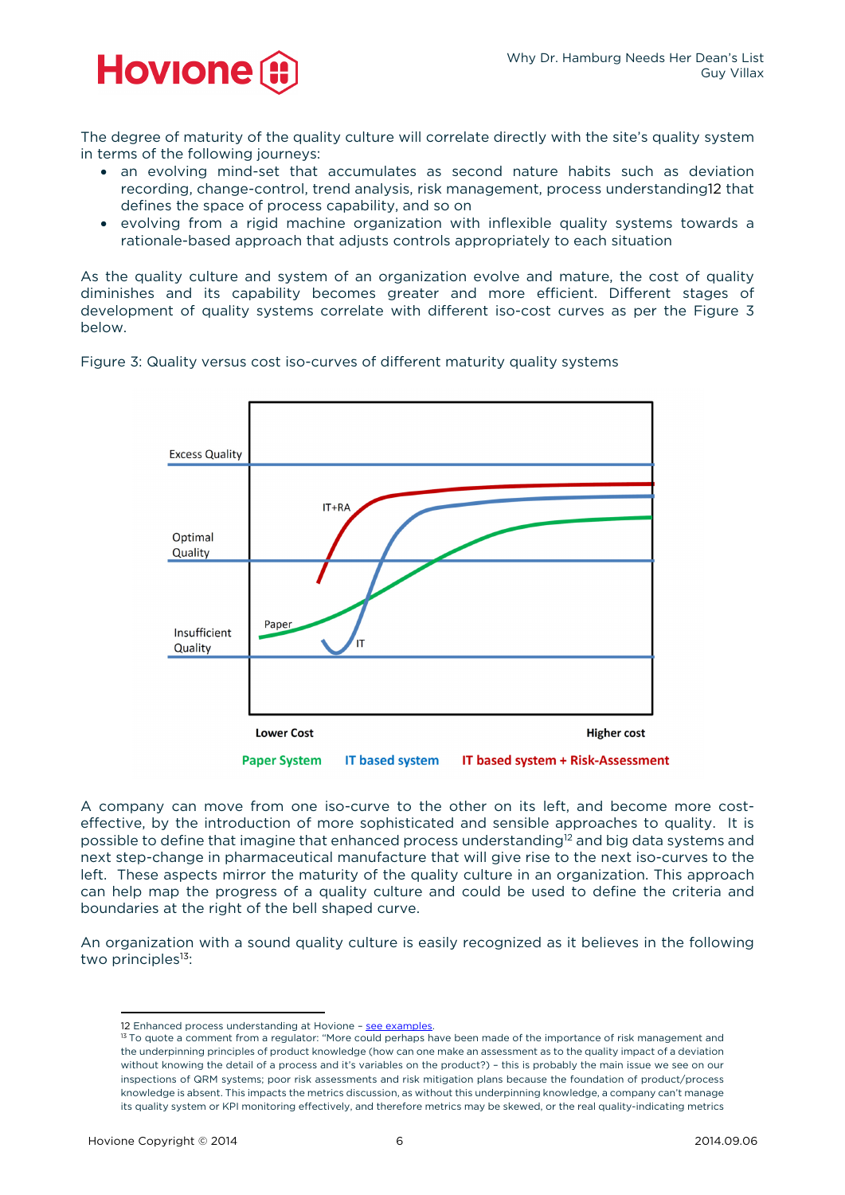The degree of maturity of the quality culture will correlate directly with the site's quality system in terms of the following journeys:

- an evolving mind-set that accumulates as second nature habits such as deviation recording, change-control, trend analysis, risk management, process understanding12 that defines the space of process capability, and so on
- evolving from a rigid machine organization with inflexible quality systems towards a rationale-based approach that adjusts controls appropriately to each situation

As the quality culture and system of an organization evolve and mature, the cost of quality diminishes and its capability becomes greater and more efficient. Different stages of development of quality systems correlate with different iso-cost curves as per the Figure 3 below.

Figure 3: Quality versus cost iso-curves of different maturity quality systems

A company can move from one iso-curve to the other on its left, and become more cost-effective, by the introduction of more sophisticated and sensible approaches to quality. It is possible to define that imagine that enhanced process understanding[12] and big data systems and next step-change in pharmaceutical manufacture that will give rise to the next iso-curves to the left. These aspects mirror the maturity of the quality culture in an organization. This approach can help map the progress of a quality culture and could be used to define the criteria and boundaries at the right of the bell shaped curve.

An organization with a sound quality culture is easily recognized as it believes in the following two principles[13]:

---

12 Enhanced process understanding at Hovione – see examples.

13 To quote a comment from a regulator: "More could perhaps have been made of the importance of risk management and the underpinning principles of product knowledge (how can one make an assessment as to the quality impact of a deviation without knowing the detail of a process and it's variables on the product?) – this is probably the main issue we see on our inspections of QRM systems; poor risk assessments and risk mitigation plans because the foundation of product/process knowledge is absent. This impacts the metrics discussion, as without this underpinning knowledge, a company can't manage its quality system or KPI monitoring effectively, and therefore metrics may be skewed, or the real quality-indicating metrics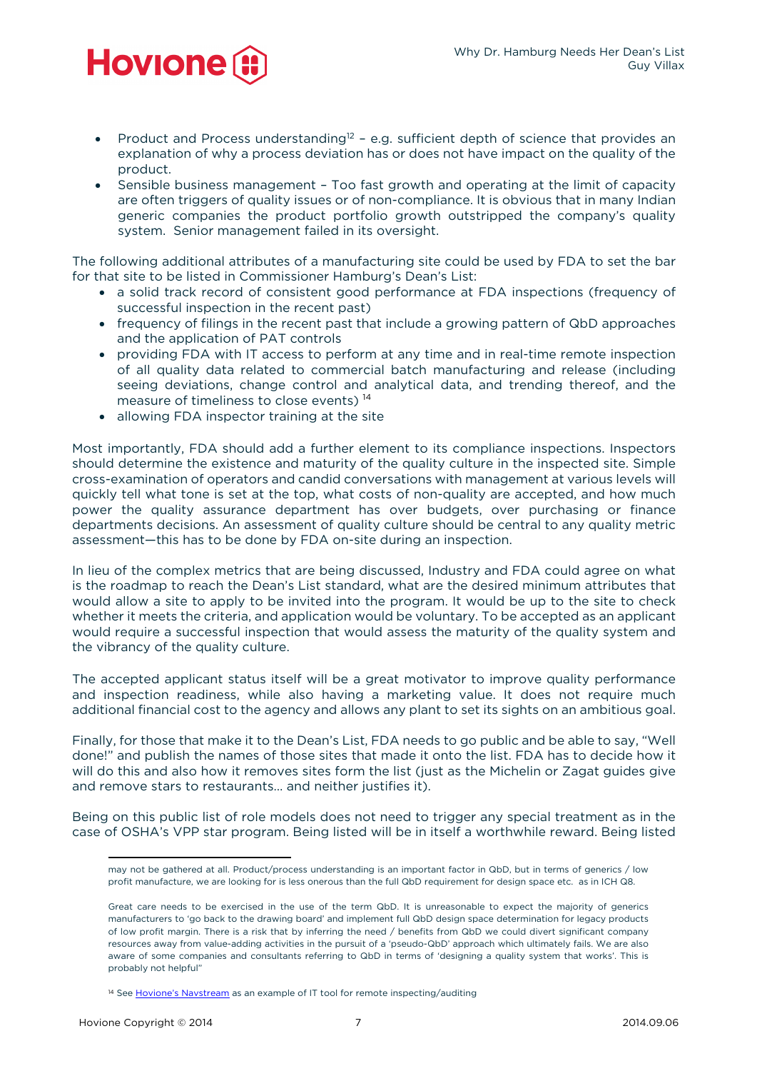- Product and Process understanding[12] – e.g. sufficient depth of science that provides an explanation of why a process deviation has or does not have impact on the quality of the product.
- Sensible business management – Too fast growth and operating at the limit of capacity are often triggers of quality issues or of non-compliance. It is obvious that in many Indian generic companies the product portfolio growth outstripped the company's quality system. Senior management failed in its oversight.

The following additional attributes of a manufacturing site could be used by FDA to set the bar for that site to be listed in Commissioner Hamburg's Dean's List:

- a solid track record of consistent good performance at FDA inspections (frequency of successful inspection in the recent past)
- frequency of filings in the recent past that include a growing pattern of QbD approaches and the application of PAT controls
- providing FDA with IT access to perform at any time and in real-time remote inspection of all quality data related to commercial batch manufacturing and release (including seeing deviations, change control and analytical data, and trending thereof, and the measure of timeliness to close events) [14]
- allowing FDA inspector training at the site

Most importantly, FDA should add a further element to its compliance inspections. Inspectors should determine the existence and maturity of the quality culture in the inspected site. Simple cross-examination of operators and candid conversations with management at various levels will quickly tell what tone is set at the top, what costs of non-quality are accepted, and how much power the quality assurance department has over budgets, over purchasing or finance departments decisions. An assessment of quality culture should be central to any quality metric assessment—this has to be done by FDA on-site during an inspection.

In lieu of the complex metrics that are being discussed, Industry and FDA could agree on what is the roadmap to reach the Dean's List standard, what are the desired minimum attributes that would allow a site to apply to be invited into the program. It would be up to the site to check whether it meets the criteria, and application would be voluntary. To be accepted as an applicant would require a successful inspection that would assess the maturity of the quality system and the vibrancy of the quality culture.

The accepted applicant status itself will be a great motivator to improve quality performance and inspection readiness, while also having a marketing value. It does not require much additional financial cost to the agency and allows any plant to set its sights on an ambitious goal.

Finally, for those that make it to the Dean's List, FDA needs to go public and be able to say, "Well done!" and publish the names of those sites that made it onto the list. FDA has to decide how it will do this and also how it removes sites form the list (just as the Michelin or Zagat guides give and remove stars to restaurants… and neither justifies it).

Being on this public list of role models does not need to trigger any special treatment as in the case of OSHA's VPP star program. Being listed will be in itself a worthwhile reward. Being listed

---

may not be gathered at all. Product/process understanding is an important factor in QbD, but in terms of generics / low profit manufacture, we are looking for is less onerous than the full QbD requirement for design space etc. as in ICH Q8.

Great care needs to be exercised in the use of the term QbD. It is unreasonable to expect the majority of generics manufacturers to 'go back to the drawing board' and implement full QbD design space determination for legacy products of low profit margin. There is a risk that by inferring the need / benefits from QbD we could divert significant company resources away from value-adding activities in the pursuit of a 'pseudo-QbD' approach which ultimately fails. We are also aware of some companies and consultants referring to QbD in terms of 'designing a quality system that works'. This is probably not helpful"

[14] See Hovione's Navstream as an example of IT tool for remote inspecting/auditing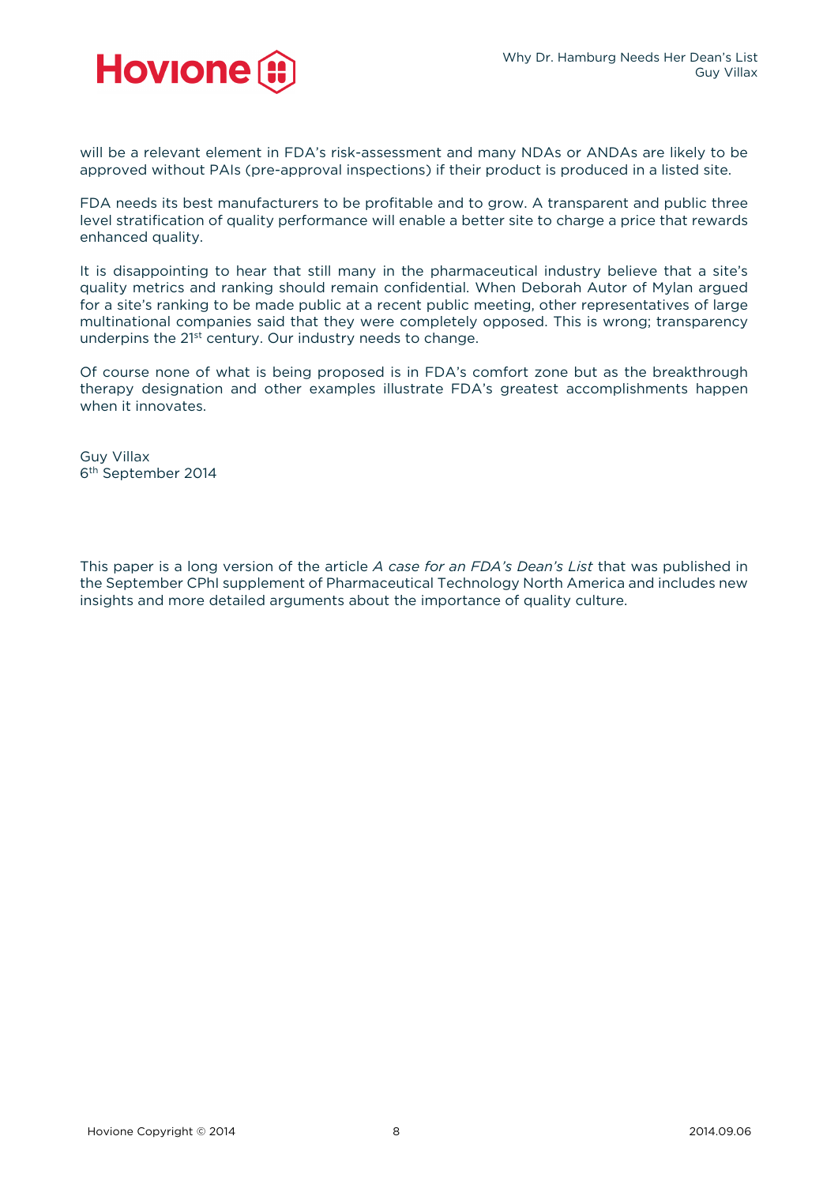will be a relevant element in FDA's risk-assessment and many NDAs or ANDAs are likely to be approved without PAIs (pre-approval inspections) if their product is produced in a listed site.

FDA needs its best manufacturers to be profitable and to grow. A transparent and public three level stratification of quality performance will enable a better site to charge a price that rewards enhanced quality.

It is disappointing to hear that still many in the pharmaceutical industry believe that a site's quality metrics and ranking should remain confidential. When Deborah Autor of Mylan argued for a site's ranking to be made public at a recent public meeting, other representatives of large multinational companies said that they were completely opposed. This is wrong; transparency underpins the 21st century. Our industry needs to change.

Of course none of what is being proposed is in FDA's comfort zone but as the breakthrough therapy designation and other examples illustrate FDA's greatest accomplishments happen when it innovates.

Guy Villax  
6th September 2014

This paper is a long version of the article *A case for an FDA's Dean's List* that was published in the September CPhI supplement of Pharmaceutical Technology North America and includes new insights and more detailed arguments about the importance of quality culture.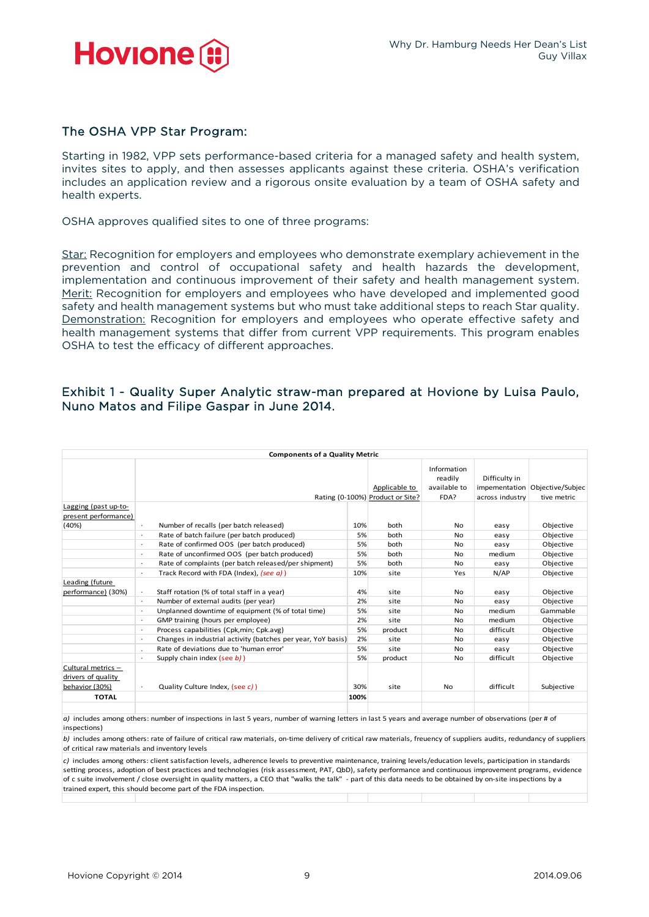## The OSHA VPP Star Program:

Starting in 1982, VPP sets performance-based criteria for a managed safety and health system, invites sites to apply, and then assesses applicants against these criteria. OSHA's verification includes an application review and a rigorous onsite evaluation by a team of OSHA safety and health experts.

OSHA approves qualified sites to one of three programs:

Star: Recognition for employers and employees who demonstrate exemplary achievement in the prevention and control of occupational safety and health hazards the development, implementation and continuous improvement of their safety and health management system.
Merit: Recognition for employers and employees who have developed and implemented good safety and health management systems but who must take additional steps to reach Star quality.
Demonstration: Recognition for employers and employees who operate effective safety and health management systems that differ from current VPP requirements. This program enables OSHA to test the efficacy of different approaches.

## Exhibit 1 - Quality Super Analytic straw-man prepared at Hovione by Luisa Paulo, Nuno Matos and Filipe Gaspar in June 2014.

| Components of a Quality Metric | | | | | | |
|---|---|---|---|---|---|---|
| | | Rating (0-100%) | Applicable to Product or Site? | Information readily available to FDA? | Difficulty in impementation across industry | Objective/Subjective metric |
| Lagging (past up-to-present performance) (40%) | · Number of recalls (per batch released) | 10% | both | No | easy | Objective |
| | · Rate of batch failure (per batch produced) | 5% | both | No | easy | Objective |
| | · Rate of confirmed OOS (per batch produced) | 5% | both | No | easy | Objective |
| | · Rate of unconfirmed OOS (per batch produced) | 5% | both | No | medium | Objective |
| | · Rate of complaints (per batch released/per shipment) | 5% | both | No | easy | Objective |
| | · Track Record with FDA (Index), *(see a))* | 10% | site | Yes | N/AP | Objective |
| Leading (future performance) (30%) | · Staff rotation (% of total staff in a year) | 4% | site | No | easy | Objective |
| | · Number of external audits (per year) | 2% | site | No | easy | Objective |
| | · Unplanned downtime of equipment (% of total time) | 5% | site | No | medium | Gammable |
| | · GMP training (hours per employee) | 2% | site | No | medium | Objective |
| | · Process capabilities (Cpk,min; Cpk.avg) | 5% | product | No | difficult | Objective |
| | · Changes in industrial activity (batches per year, YoY basis) | 2% | site | No | easy | Objective |
| | . Rate of deviations due to 'human error' | 5% | site | No | easy | Objective |
| | · Supply chain index (see b) ) | 5% | product | No | difficult | Objective |
| Cultural metrics – drivers of quality behavior (30%) | · Quality Culture Index, (see c) ) | 30% | site | No | difficult | Subjective |
| **TOTAL** | | **100%** | | | | |

*a)* includes among others: number of inspections in last 5 years, number of warning letters in last 5 years and average number of observations (per # of inspections)

*b)* includes among others: rate of failure of critical raw materials, on-time delivery of critical raw materials, freuency of suppliers audits, redundancy of suppliers of critical raw materials and inventory levels

*c)* includes among others: client satisfaction levels, adherence levels to preventive maintenance, training levels/education levels, participation in standards setting process, adoption of best practices and technologies (risk assessment, PAT, QbD), safety performance and continuous improvement programs, evidence of c suite involvement / close oversight in quality matters, a CEO that "walks the talk" - part of this data needs to be obtained by on-site inspections by a trained expert, this should become part of the FDA inspection.